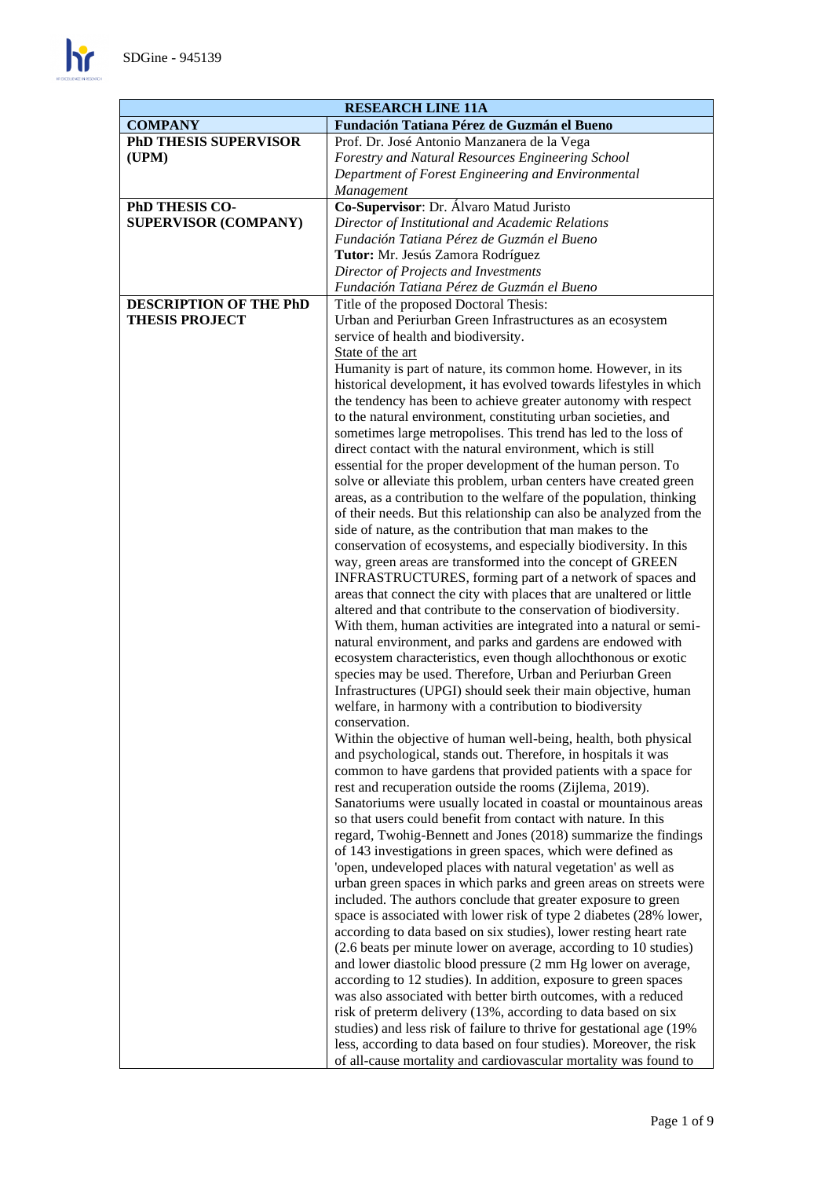| RESEARCH LINE 11A | |
|---|---|
| **COMPANY** | **Fundación Tatiana Pérez de Guzmán el Bueno** |
| **PhD THESIS SUPERVISOR (UPM)** | Prof. Dr. José Antonio Manzanera de la Vega<br>*Forestry and Natural Resources Engineering School*<br>*Department of Forest Engineering and Environmental Management* |
| **PhD THESIS CO-SUPERVISOR (COMPANY)** | **Co-Supervisor**: Dr. Álvaro Matud Juristo<br>*Director of Institutional and Academic Relations*<br>*Fundación Tatiana Pérez de Guzmán el Bueno*<br>**Tutor:** Mr. Jesús Zamora Rodríguez<br>*Director of Projects and Investments*<br>*Fundación Tatiana Pérez de Guzmán el Bueno* |
| **DESCRIPTION OF THE PhD THESIS PROJECT** | Title of the proposed Doctoral Thesis:<br>Urban and Periurban Green Infrastructures as an ecosystem service of health and biodiversity.<br><u>State of the art</u><br>Humanity is part of nature, its common home. However, in its historical development, it has evolved towards lifestyles in which the tendency has been to achieve greater autonomy with respect to the natural environment, constituting urban societies, and sometimes large metropolises. This trend has led to the loss of direct contact with the natural environment, which is still essential for the proper development of the human person. To solve or alleviate this problem, urban centers have created green areas, as a contribution to the welfare of the population, thinking of their needs. But this relationship can also be analyzed from the side of nature, as the contribution that man makes to the conservation of ecosystems, and especially biodiversity. In this way, green areas are transformed into the concept of GREEN INFRASTRUCTURES, forming part of a network of spaces and areas that connect the city with places that are unaltered or little altered and that contribute to the conservation of biodiversity. With them, human activities are integrated into a natural or semi-natural environment, and parks and gardens are endowed with ecosystem characteristics, even though allochthonous or exotic species may be used. Therefore, Urban and Periurban Green Infrastructures (UPGI) should seek their main objective, human welfare, in harmony with a contribution to biodiversity conservation.<br>Within the objective of human well-being, health, both physical and psychological, stands out. Therefore, in hospitals it was common to have gardens that provided patients with a space for rest and recuperation outside the rooms (Zijlema, 2019). Sanatoriums were usually located in coastal or mountainous areas so that users could benefit from contact with nature. In this regard, Twohig-Bennett and Jones (2018) summarize the findings of 143 investigations in green spaces, which were defined as 'open, undeveloped places with natural vegetation' as well as urban green spaces in which parks and green areas on streets were included. The authors conclude that greater exposure to green space is associated with lower risk of type 2 diabetes (28% lower, according to data based on six studies), lower resting heart rate (2.6 beats per minute lower on average, according to 10 studies) and lower diastolic blood pressure (2 mm Hg lower on average, according to 12 studies). In addition, exposure to green spaces was also associated with better birth outcomes, with a reduced risk of preterm delivery (13%, according to data based on six studies) and less risk of failure to thrive for gestational age (19% less, according to data based on four studies). Moreover, the risk of all-cause mortality and cardiovascular mortality was found to |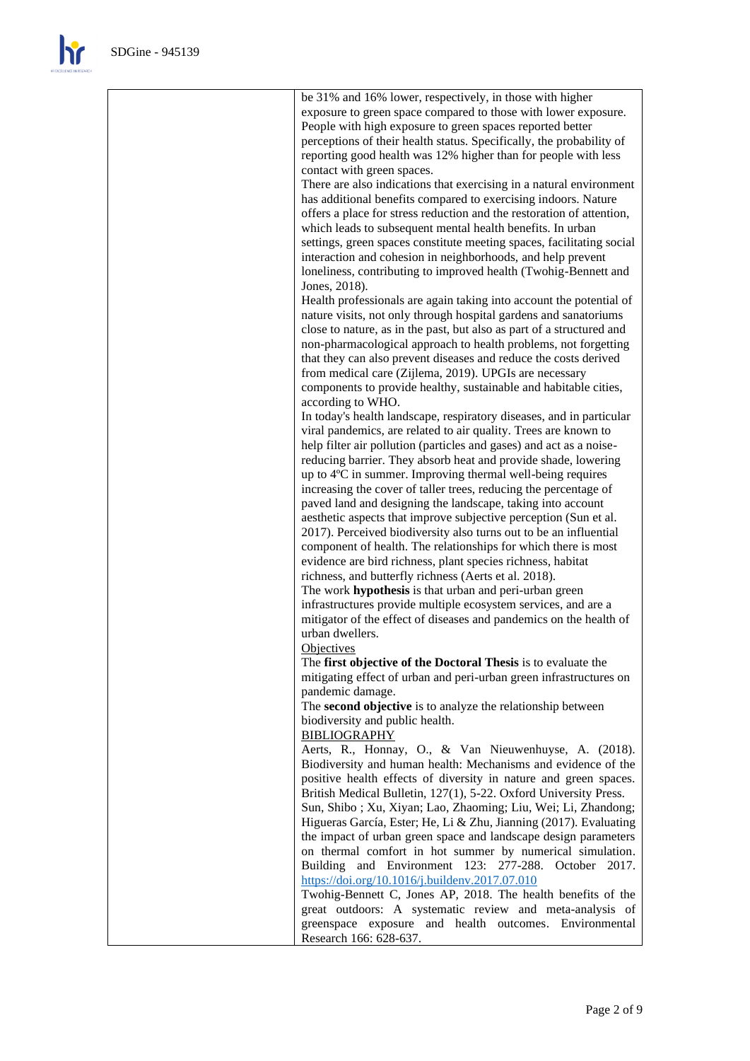be 31% and 16% lower, respectively, in those with higher exposure to green space compared to those with lower exposure. People with high exposure to green spaces reported better perceptions of their health status. Specifically, the probability of reporting good health was 12% higher than for people with less contact with green spaces.

There are also indications that exercising in a natural environment has additional benefits compared to exercising indoors. Nature offers a place for stress reduction and the restoration of attention, which leads to subsequent mental health benefits. In urban settings, green spaces constitute meeting spaces, facilitating social interaction and cohesion in neighborhoods, and help prevent loneliness, contributing to improved health (Twohig-Bennett and Jones, 2018).

Health professionals are again taking into account the potential of nature visits, not only through hospital gardens and sanatoriums close to nature, as in the past, but also as part of a structured and non-pharmacological approach to health problems, not forgetting that they can also prevent diseases and reduce the costs derived from medical care (Zijlema, 2019). UPGIs are necessary components to provide healthy, sustainable and habitable cities, according to WHO.

In today's health landscape, respiratory diseases, and in particular viral pandemics, are related to air quality. Trees are known to help filter air pollution (particles and gases) and act as a noise-reducing barrier. They absorb heat and provide shade, lowering up to 4ºC in summer. Improving thermal well-being requires increasing the cover of taller trees, reducing the percentage of paved land and designing the landscape, taking into account aesthetic aspects that improve subjective perception (Sun et al. 2017). Perceived biodiversity also turns out to be an influential component of health. The relationships for which there is most evidence are bird richness, plant species richness, habitat richness, and butterfly richness (Aerts et al. 2018).

The work **hypothesis** is that urban and peri-urban green infrastructures provide multiple ecosystem services, and are a mitigator of the effect of diseases and pandemics on the health of urban dwellers.

<u>Objectives</u>

The **first objective of the Doctoral Thesis** is to evaluate the mitigating effect of urban and peri-urban green infrastructures on pandemic damage.

The **second objective** is to analyze the relationship between biodiversity and public health.

<u>BIBLIOGRAPHY</u>

Aerts, R., Honnay, O., & Van Nieuwenhuyse, A. (2018). Biodiversity and human health: Mechanisms and evidence of the positive health effects of diversity in nature and green spaces. British Medical Bulletin, 127(1), 5-22. Oxford University Press.

Sun, Shibo ; Xu, Xiyan; Lao, Zhaoming; Liu, Wei; Li, Zhandong; Higueras García, Ester; He, Li & Zhu, Jianning (2017). Evaluating the impact of urban green space and landscape design parameters on thermal comfort in hot summer by numerical simulation. Building and Environment 123: 277-288. October 2017. https://doi.org/10.1016/j.buildenv.2017.07.010

Twohig-Bennett C, Jones AP, 2018. The health benefits of the great outdoors: A systematic review and meta-analysis of greenspace exposure and health outcomes. Environmental Research 166: 628-637.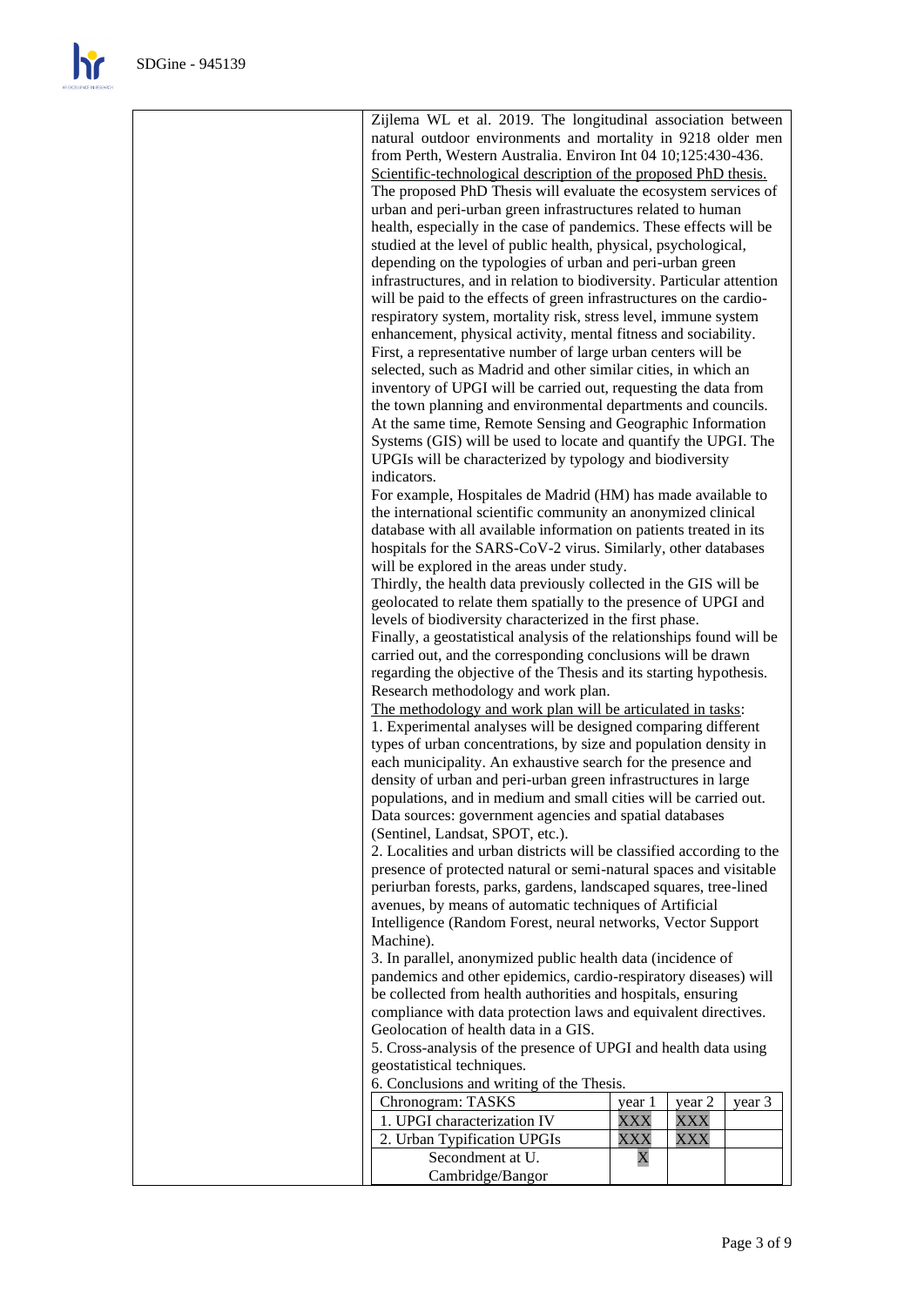Zijlema WL et al. 2019. The longitudinal association between natural outdoor environments and mortality in 9218 older men from Perth, Western Australia. Environ Int 04 10;125:430-436.

Scientific-technological description of the proposed PhD thesis.

The proposed PhD Thesis will evaluate the ecosystem services of urban and peri-urban green infrastructures related to human health, especially in the case of pandemics. These effects will be studied at the level of public health, physical, psychological, depending on the typologies of urban and peri-urban green infrastructures, and in relation to biodiversity. Particular attention will be paid to the effects of green infrastructures on the cardio-respiratory system, mortality risk, stress level, immune system enhancement, physical activity, mental fitness and sociability.

First, a representative number of large urban centers will be selected, such as Madrid and other similar cities, in which an inventory of UPGI will be carried out, requesting the data from the town planning and environmental departments and councils. At the same time, Remote Sensing and Geographic Information Systems (GIS) will be used to locate and quantify the UPGI. The UPGIs will be characterized by typology and biodiversity indicators.

For example, Hospitales de Madrid (HM) has made available to the international scientific community an anonymized clinical database with all available information on patients treated in its hospitals for the SARS-CoV-2 virus. Similarly, other databases will be explored in the areas under study.

Thirdly, the health data previously collected in the GIS will be geolocated to relate them spatially to the presence of UPGI and levels of biodiversity characterized in the first phase.

Finally, a geostatistical analysis of the relationships found will be carried out, and the corresponding conclusions will be drawn regarding the objective of the Thesis and its starting hypothesis.

Research methodology and work plan.

The methodology and work plan will be articulated in tasks:

1. Experimental analyses will be designed comparing different types of urban concentrations, by size and population density in each municipality. An exhaustive search for the presence and density of urban and peri-urban green infrastructures in large populations, and in medium and small cities will be carried out. Data sources: government agencies and spatial databases (Sentinel, Landsat, SPOT, etc.).
2. Localities and urban districts will be classified according to the presence of protected natural or semi-natural spaces and visitable periurban forests, parks, gardens, landscaped squares, tree-lined avenues, by means of automatic techniques of Artificial Intelligence (Random Forest, neural networks, Vector Support Machine).
3. In parallel, anonymized public health data (incidence of pandemics and other epidemics, cardio-respiratory diseases) will be collected from health authorities and hospitals, ensuring compliance with data protection laws and equivalent directives. Geolocation of health data in a GIS.
5. Cross-analysis of the presence of UPGI and health data using geostatistical techniques.
6. Conclusions and writing of the Thesis.

| Chronogram: TASKS | year 1 | year 2 | year 3 |
|---|---|---|---|
| 1. UPGI characterization IV | XXX | XXX | |
| 2. Urban Typification UPGIs | XXX | XXX | |
| Secondment at U. Cambridge/Bangor | X | | |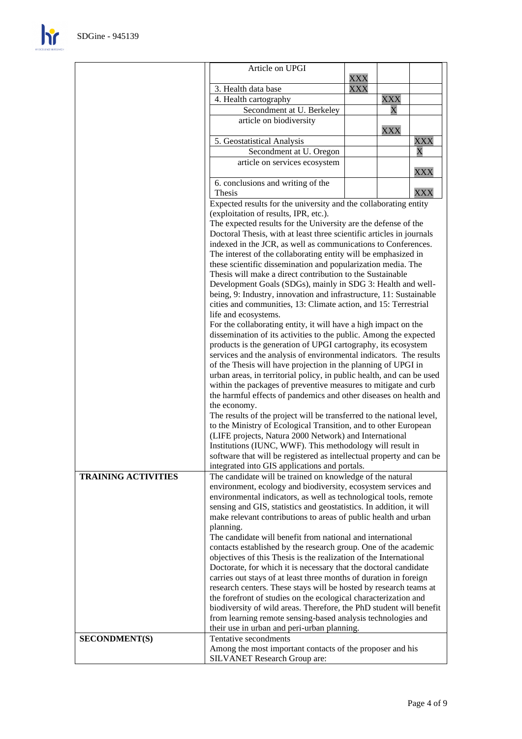| | | | | |
|---|---|---|---|---|
| | Article on UPGI | XXX | | |
| | 3. Health data base | XXX | | |
| | 4. Health cartography | | XXX | |
| | Secondment at U. Berkeley | | X | |
| | article on biodiversity | | XXX | |
| | 5. Geostatistical Analysis | | | XXX |
| | Secondment at U. Oregon | | | X |
| | article on services ecosystem | | | XXX |
| | 6. conclusions and writing of the Thesis | | | XXX |
| | Expected results for the university and the collaborating entity (exploitation of results, IPR, etc.).<br>The expected results for the University are the defense of the Doctoral Thesis, with at least three scientific articles in journals indexed in the JCR, as well as communications to Conferences. The interest of the collaborating entity will be emphasized in these scientific dissemination and popularization media. The Thesis will make a direct contribution to the Sustainable Development Goals (SDGs), mainly in SDG 3: Health and well-being, 9: Industry, innovation and infrastructure, 11: Sustainable cities and communities, 13: Climate action, and 15: Terrestrial life and ecosystems.<br>For the collaborating entity, it will have a high impact on the dissemination of its activities to the public. Among the expected products is the generation of UPGI cartography, its ecosystem services and the analysis of environmental indicators. The results of the Thesis will have projection in the planning of UPGI in urban areas, in territorial policy, in public health, and can be used within the packages of preventive measures to mitigate and curb the harmful effects of pandemics and other diseases on health and the economy.<br>The results of the project will be transferred to the national level, to the Ministry of Ecological Transition, and to other European (LIFE projects, Natura 2000 Network) and International Institutions (IUNC, WWF). This methodology will result in software that will be registered as intellectual property and can be integrated into GIS applications and portals. | | | |
| **TRAINING ACTIVITIES** | The candidate will be trained on knowledge of the natural environment, ecology and biodiversity, ecosystem services and environmental indicators, as well as technological tools, remote sensing and GIS, statistics and geostatistics. In addition, it will make relevant contributions to areas of public health and urban planning.<br>The candidate will benefit from national and international contacts established by the research group. One of the academic objectives of this Thesis is the realization of the International Doctorate, for which it is necessary that the doctoral candidate carries out stays of at least three months of duration in foreign research centers. These stays will be hosted by research teams at the forefront of studies on the ecological characterization and biodiversity of wild areas. Therefore, the PhD student will benefit from learning remote sensing-based analysis technologies and their use in urban and peri-urban planning. | | | |
| **SECONDMENT(S)** | Tentative secondments<br>Among the most important contacts of the proposer and his SILVANET Research Group are: | | | |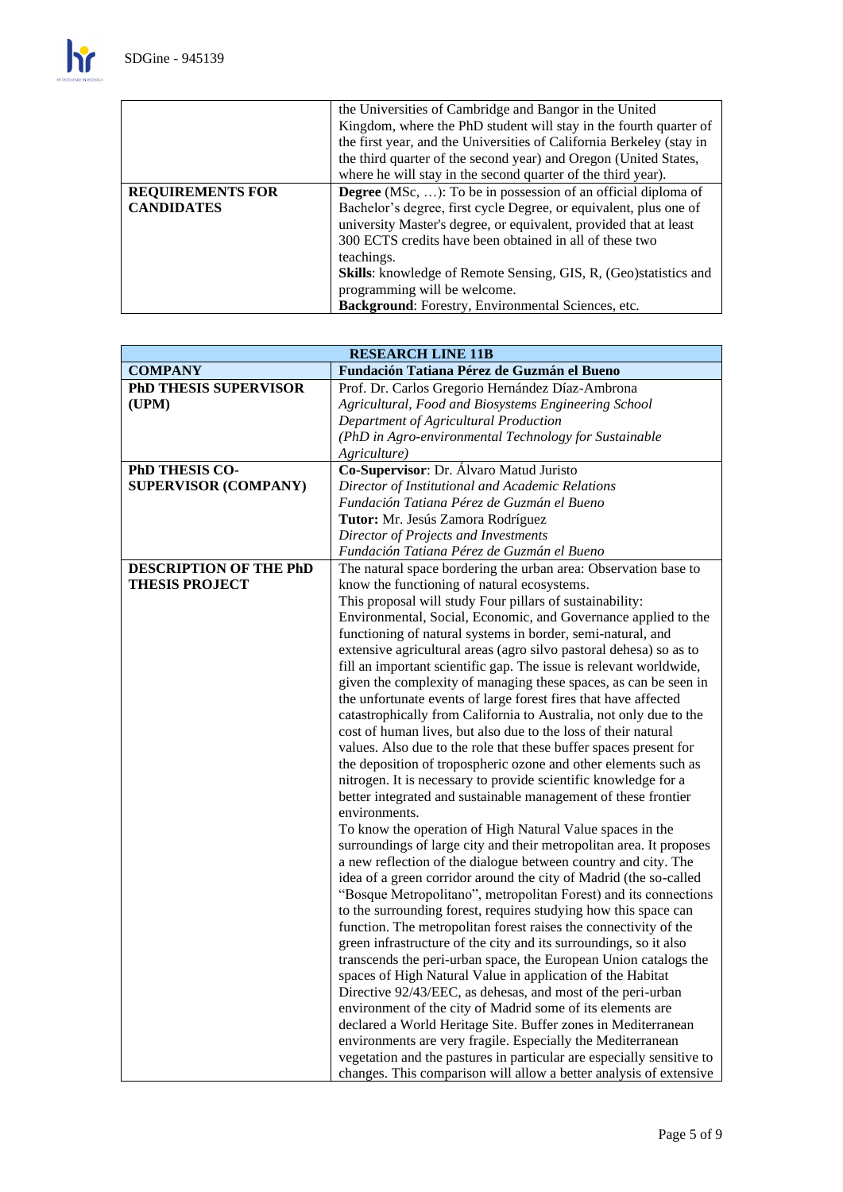| | |
|---|---|
| | the Universities of Cambridge and Bangor in the United Kingdom, where the PhD student will stay in the fourth quarter of the first year, and the Universities of California Berkeley (stay in the third quarter of the second year) and Oregon (United States, where he will stay in the second quarter of the third year). |
| **REQUIREMENTS FOR CANDIDATES** | **Degree** (MSc, …): To be in possession of an official diploma of Bachelor's degree, first cycle Degree, or equivalent, plus one of university Master's degree, or equivalent, provided that at least 300 ECTS credits have been obtained in all of these two teachings.<br>**Skills**: knowledge of Remote Sensing, GIS, R, (Geo)statistics and programming will be welcome.<br>**Background**: Forestry, Environmental Sciences, etc. |

| **RESEARCH LINE 11B** | |
|---|---|
| **COMPANY** | **Fundación Tatiana Pérez de Guzmán el Bueno** |
| **PhD THESIS SUPERVISOR (UPM)** | Prof. Dr. Carlos Gregorio Hernández Díaz-Ambrona<br>*Agricultural, Food and Biosystems Engineering School*<br>*Department of Agricultural Production*<br>*(PhD in Agro-environmental Technology for Sustainable Agriculture)* |
| **PhD THESIS CO-SUPERVISOR (COMPANY)** | **Co-Supervisor**: Dr. Álvaro Matud Juristo<br>*Director of Institutional and Academic Relations*<br>*Fundación Tatiana Pérez de Guzmán el Bueno*<br>**Tutor:** Mr. Jesús Zamora Rodríguez<br>*Director of Projects and Investments*<br>*Fundación Tatiana Pérez de Guzmán el Bueno* |
| **DESCRIPTION OF THE PhD THESIS PROJECT** | The natural space bordering the urban area: Observation base to know the functioning of natural ecosystems.<br>This proposal will study Four pillars of sustainability: Environmental, Social, Economic, and Governance applied to the functioning of natural systems in border, semi-natural, and extensive agricultural areas (agro silvo pastoral dehesa) so as to fill an important scientific gap. The issue is relevant worldwide, given the complexity of managing these spaces, as can be seen in the unfortunate events of large forest fires that have affected catastrophically from California to Australia, not only due to the cost of human lives, but also due to the loss of their natural values. Also due to the role that these buffer spaces present for the deposition of tropospheric ozone and other elements such as nitrogen. It is necessary to provide scientific knowledge for a better integrated and sustainable management of these frontier environments.<br>To know the operation of High Natural Value spaces in the surroundings of large city and their metropolitan area. It proposes a new reflection of the dialogue between country and city. The idea of a green corridor around the city of Madrid (the so-called "Bosque Metropolitano", metropolitan Forest) and its connections to the surrounding forest, requires studying how this space can function. The metropolitan forest raises the connectivity of the green infrastructure of the city and its surroundings, so it also transcends the peri-urban space, the European Union catalogs the spaces of High Natural Value in application of the Habitat Directive 92/43/EEC, as dehesas, and most of the peri-urban environment of the city of Madrid some of its elements are declared a World Heritage Site. Buffer zones in Mediterranean environments are very fragile. Especially the Mediterranean vegetation and the pastures in particular are especially sensitive to changes. This comparison will allow a better analysis of extensive |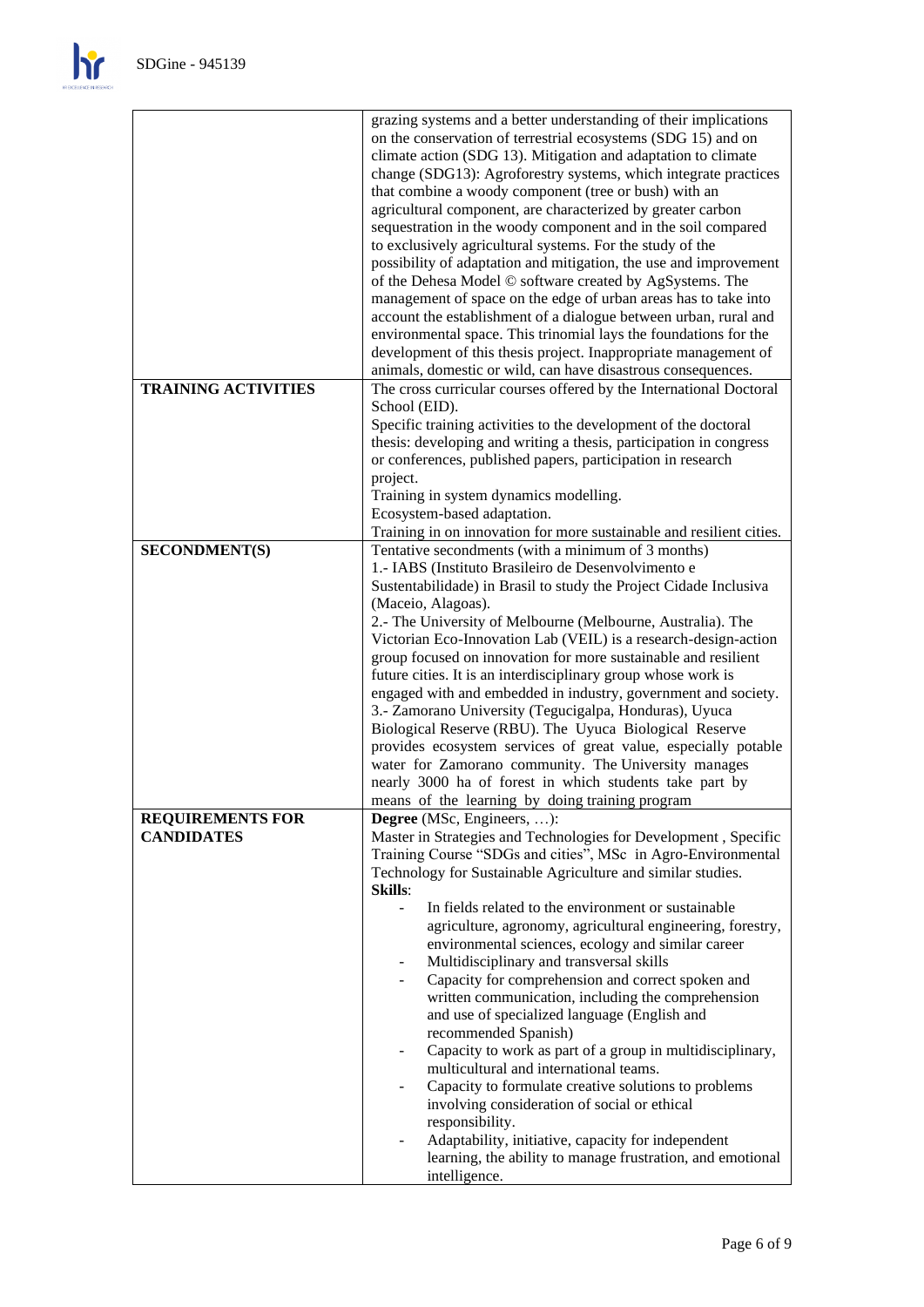| | |
|---|---|
| | grazing systems and a better understanding of their implications on the conservation of terrestrial ecosystems (SDG 15) and on climate action (SDG 13). Mitigation and adaptation to climate change (SDG13): Agroforestry systems, which integrate practices that combine a woody component (tree or bush) with an agricultural component, are characterized by greater carbon sequestration in the woody component and in the soil compared to exclusively agricultural systems. For the study of the possibility of adaptation and mitigation, the use and improvement of the Dehesa Model © software created by AgSystems. The management of space on the edge of urban areas has to take into account the establishment of a dialogue between urban, rural and environmental space. This trinomial lays the foundations for the development of this thesis project. Inappropriate management of animals, domestic or wild, can have disastrous consequences. |
| **TRAINING ACTIVITIES** | The cross curricular courses offered by the International Doctoral School (EID).<br>Specific training activities to the development of the doctoral thesis: developing and writing a thesis, participation in congress or conferences, published papers, participation in research project.<br>Training in system dynamics modelling.<br>Ecosystem-based adaptation.<br>Training in on innovation for more sustainable and resilient cities. |
| **SECONDMENT(S)** | Tentative secondments (with a minimum of 3 months)<br>1.- IABS (Instituto Brasileiro de Desenvolvimento e Sustentabilidade) in Brasil to study the Project Cidade Inclusiva (Maceio, Alagoas).<br>2.- The University of Melbourne (Melbourne, Australia). The Victorian Eco-Innovation Lab (VEIL) is a research-design-action group focused on innovation for more sustainable and resilient future cities. It is an interdisciplinary group whose work is engaged with and embedded in industry, government and society.<br>3.- Zamorano University (Tegucigalpa, Honduras), Uyuca Biological Reserve (RBU). The Uyuca Biological Reserve provides ecosystem services of great value, especially potable water for Zamorano community. The University manages nearly 3000 ha of forest in which students take part by means of the learning by doing training program |
| **REQUIREMENTS FOR CANDIDATES** | **Degree** (MSc, Engineers, …):<br>Master in Strategies and Technologies for Development , Specific Training Course "SDGs and cities", MSc in Agro-Environmental Technology for Sustainable Agriculture and similar studies.<br>**Skills**:<br>- In fields related to the environment or sustainable agriculture, agronomy, agricultural engineering, forestry, environmental sciences, ecology and similar career<br>- Multidisciplinary and transversal skills<br>- Capacity for comprehension and correct spoken and written communication, including the comprehension and use of specialized language (English and recommended Spanish)<br>- Capacity to work as part of a group in multidisciplinary, multicultural and international teams.<br>- Capacity to formulate creative solutions to problems involving consideration of social or ethical responsibility.<br>- Adaptability, initiative, capacity for independent learning, the ability to manage frustration, and emotional intelligence. |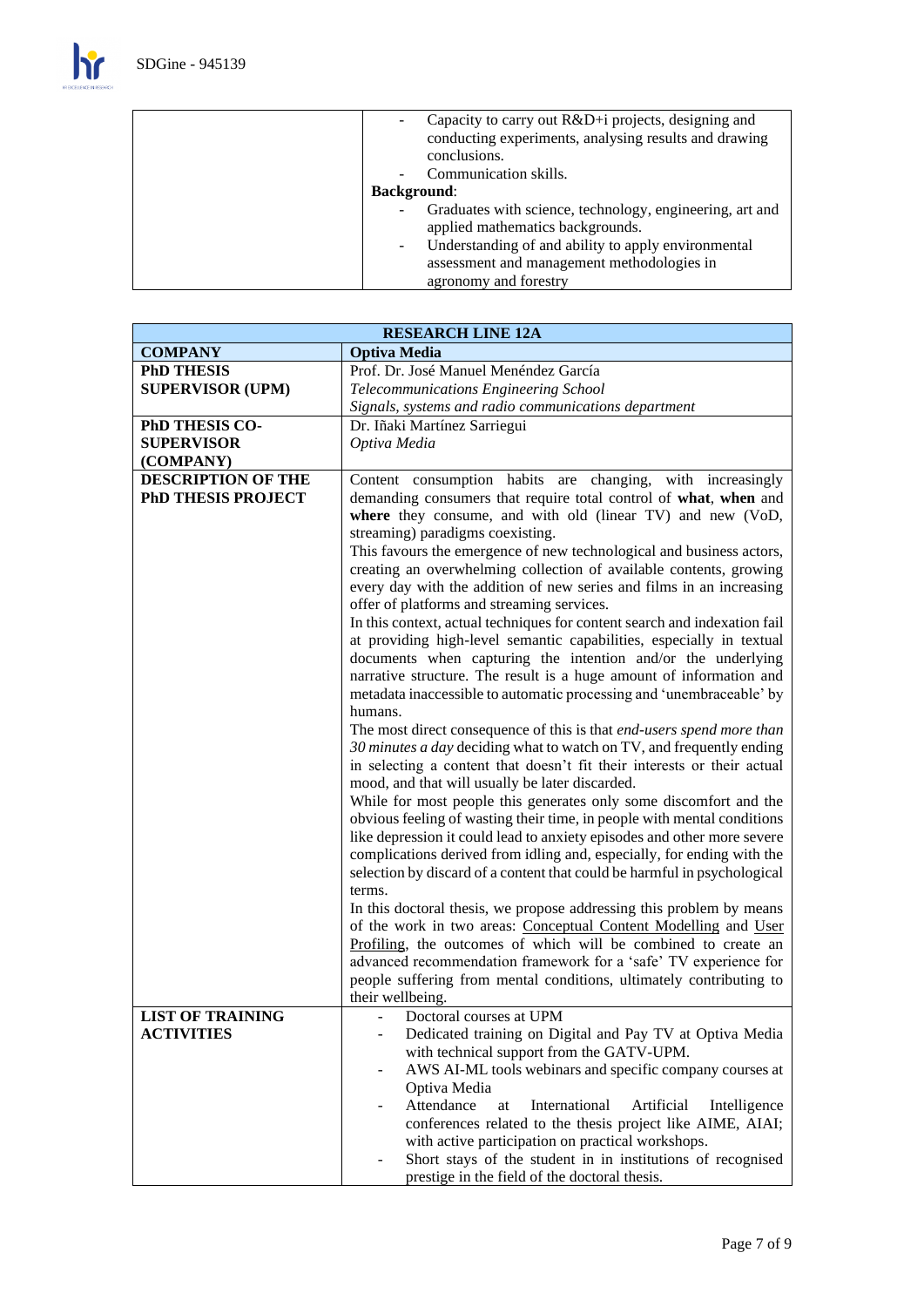| | |
|---|---|
| | - Capacity to carry out R&D+i projects, designing and conducting experiments, analysing results and drawing conclusions.<br>- Communication skills.<br>**Background**:<br>- Graduates with science, technology, engineering, art and applied mathematics backgrounds.<br>- Understanding of and ability to apply environmental assessment and management methodologies in agronomy and forestry |

| **RESEARCH LINE 12A** | |
|---|---|
| **COMPANY** | **Optiva Media** |
| **PhD THESIS SUPERVISOR (UPM)** | Prof. Dr. José Manuel Menéndez García<br>*Telecommunications Engineering School*<br>*Signals, systems and radio communications department* |
| **PhD THESIS CO-SUPERVISOR (COMPANY)** | Dr. Iñaki Martínez Sarriegui<br>*Optiva Media* |
| **DESCRIPTION OF THE PhD THESIS PROJECT** | Content consumption habits are changing, with increasingly demanding consumers that require total control of **what**, **when** and **where** they consume, and with old (linear TV) and new (VoD, streaming) paradigms coexisting.<br>This favours the emergence of new technological and business actors, creating an overwhelming collection of available contents, growing every day with the addition of new series and films in an increasing offer of platforms and streaming services.<br>In this context, actual techniques for content search and indexation fail at providing high-level semantic capabilities, especially in textual documents when capturing the intention and/or the underlying narrative structure. The result is a huge amount of information and metadata inaccessible to automatic processing and 'unembraceable' by humans.<br>The most direct consequence of this is that *end-users spend more than 30 minutes a day* deciding what to watch on TV, and frequently ending in selecting a content that doesn't fit their interests or their actual mood, and that will usually be later discarded.<br>While for most people this generates only some discomfort and the obvious feeling of wasting their time, in people with mental conditions like depression it could lead to anxiety episodes and other more severe complications derived from idling and, especially, for ending with the selection by discard of a content that could be harmful in psychological terms.<br>In this doctoral thesis, we propose addressing this problem by means of the work in two areas: <u>Conceptual Content Modelling</u> and <u>User Profiling</u>, the outcomes of which will be combined to create an advanced recommendation framework for a 'safe' TV experience for people suffering from mental conditions, ultimately contributing to their wellbeing. |
| **LIST OF TRAINING ACTIVITIES** | - Doctoral courses at UPM<br>- Dedicated training on Digital and Pay TV at Optiva Media with technical support from the GATV-UPM.<br>- AWS AI-ML tools webinars and specific company courses at Optiva Media<br>- Attendance at International Artificial Intelligence conferences related to the thesis project like AIME, AIAI; with active participation on practical workshops.<br>- Short stays of the student in in institutions of recognised prestige in the field of the doctoral thesis. |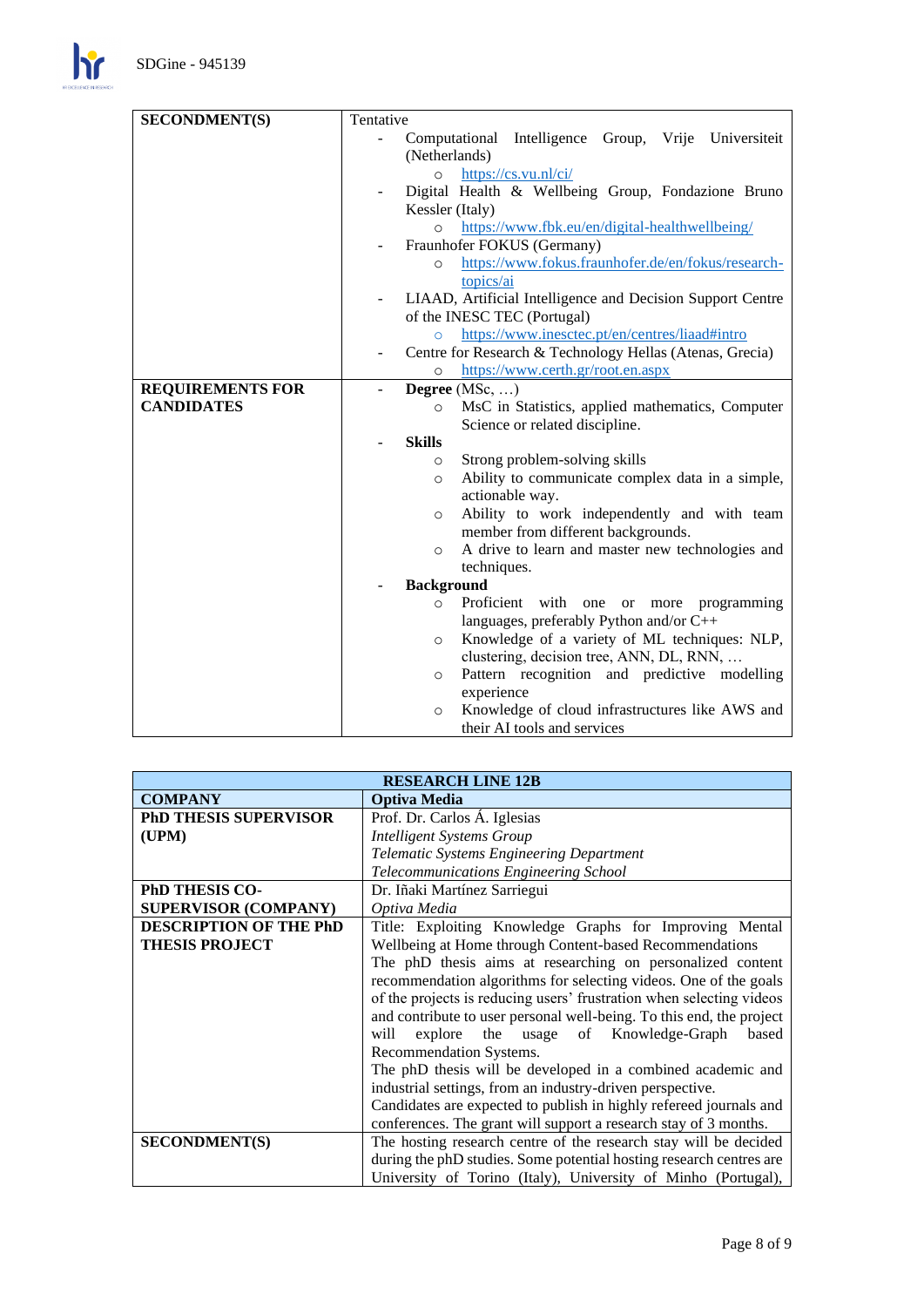| SECONDMENT(S) | Tentative<br>- Computational Intelligence Group, Vrije Universiteit (Netherlands)<br>&nbsp;&nbsp;&nbsp;&nbsp;○ https://cs.vu.nl/ci/<br>- Digital Health & Wellbeing Group, Fondazione Bruno Kessler (Italy)<br>&nbsp;&nbsp;&nbsp;&nbsp;○ https://www.fbk.eu/en/digital-healthwellbeing/<br>- Fraunhofer FOKUS (Germany)<br>&nbsp;&nbsp;&nbsp;&nbsp;○ https://www.fokus.fraunhofer.de/en/fokus/research-topics/ai<br>- LIAAD, Artificial Intelligence and Decision Support Centre of the INESC TEC (Portugal)<br>&nbsp;&nbsp;&nbsp;&nbsp;○ https://www.inesctec.pt/en/centres/liaad#intro<br>- Centre for Research & Technology Hellas (Atenas, Grecia)<br>&nbsp;&nbsp;&nbsp;&nbsp;○ https://www.certh.gr/root.en.aspx |
|---|---|
| **REQUIREMENTS FOR CANDIDATES** | - **Degree** (MSc, …)<br>&nbsp;&nbsp;&nbsp;&nbsp;○ MsC in Statistics, applied mathematics, Computer Science or related discipline.<br>- **Skills**<br>&nbsp;&nbsp;&nbsp;&nbsp;○ Strong problem-solving skills<br>&nbsp;&nbsp;&nbsp;&nbsp;○ Ability to communicate complex data in a simple, actionable way.<br>&nbsp;&nbsp;&nbsp;&nbsp;○ Ability to work independently and with team member from different backgrounds.<br>&nbsp;&nbsp;&nbsp;&nbsp;○ A drive to learn and master new technologies and techniques.<br>- **Background**<br>&nbsp;&nbsp;&nbsp;&nbsp;○ Proficient with one or more programming languages, preferably Python and/or C++<br>&nbsp;&nbsp;&nbsp;&nbsp;○ Knowledge of a variety of ML techniques: NLP, clustering, decision tree, ANN, DL, RNN, …<br>&nbsp;&nbsp;&nbsp;&nbsp;○ Pattern recognition and predictive modelling experience<br>&nbsp;&nbsp;&nbsp;&nbsp;○ Knowledge of cloud infrastructures like AWS and their AI tools and services |

| **RESEARCH LINE 12B** | |
|---|---|
| **COMPANY** | **Optiva Media** |
| **PhD THESIS SUPERVISOR (UPM)** | Prof. Dr. Carlos Á. Iglesias<br>*Intelligent Systems Group*<br>*Telematic Systems Engineering Department*<br>*Telecommunications Engineering School* |
| **PhD THESIS CO-SUPERVISOR (COMPANY)** | Dr. Iñaki Martínez Sarriegui<br>*Optiva Media* |
| **DESCRIPTION OF THE PhD THESIS PROJECT** | Title: Exploiting Knowledge Graphs for Improving Mental Wellbeing at Home through Content-based Recommendations<br>The phD thesis aims at researching on personalized content recommendation algorithms for selecting videos. One of the goals of the projects is reducing users' frustration when selecting videos and contribute to user personal well-being. To this end, the project will explore the usage of Knowledge-Graph based Recommendation Systems.<br>The phD thesis will be developed in a combined academic and industrial settings, from an industry-driven perspective.<br>Candidates are expected to publish in highly refereed journals and conferences. The grant will support a research stay of 3 months. |
| **SECONDMENT(S)** | The hosting research centre of the research stay will be decided during the phD studies. Some potential hosting research centres are University of Torino (Italy), University of Minho (Portugal), |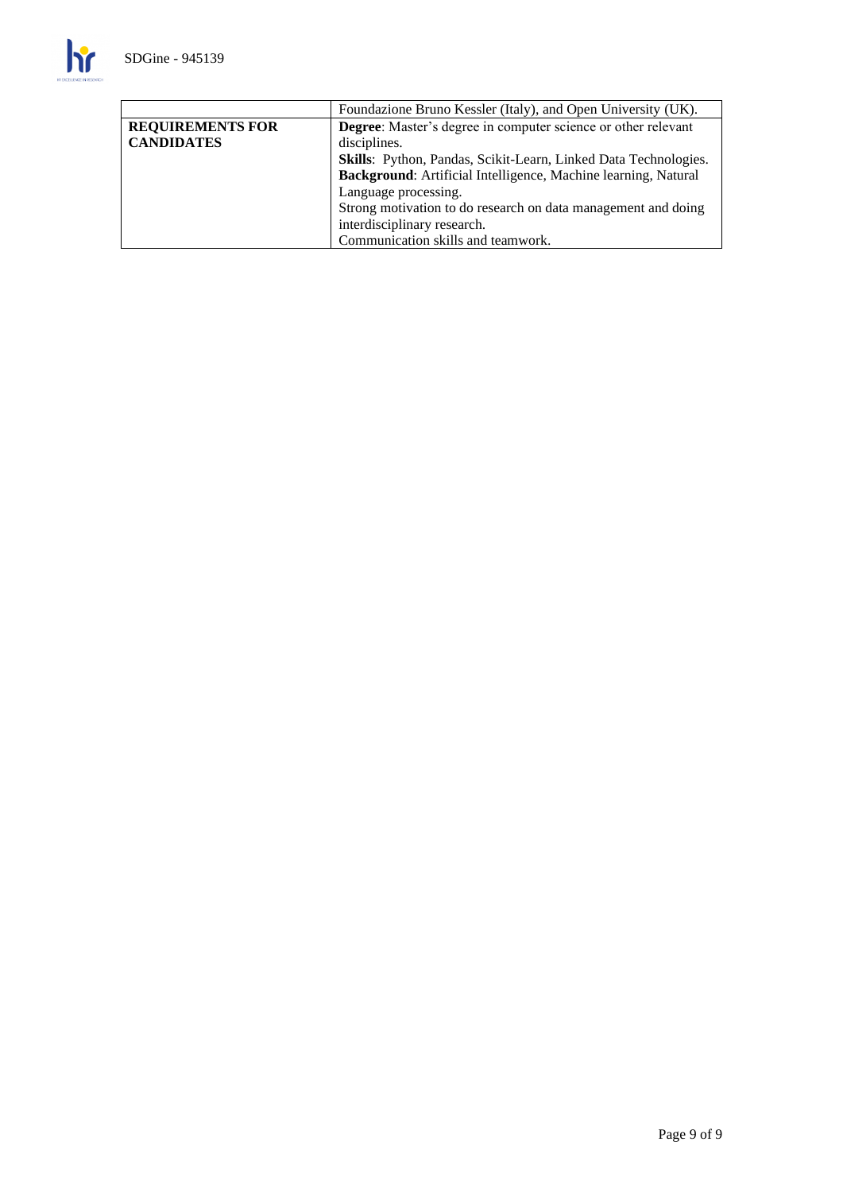| | |
|---|---|
| | Foundazione Bruno Kessler (Italy), and Open University (UK). |
| **REQUIREMENTS FOR CANDIDATES** | **Degree**: Master's degree in computer science or other relevant disciplines.<br>**Skills**: Python, Pandas, Scikit-Learn, Linked Data Technologies.<br>**Background**: Artificial Intelligence, Machine learning, Natural Language processing.<br>Strong motivation to do research on data management and doing interdisciplinary research.<br>Communication skills and teamwork. |